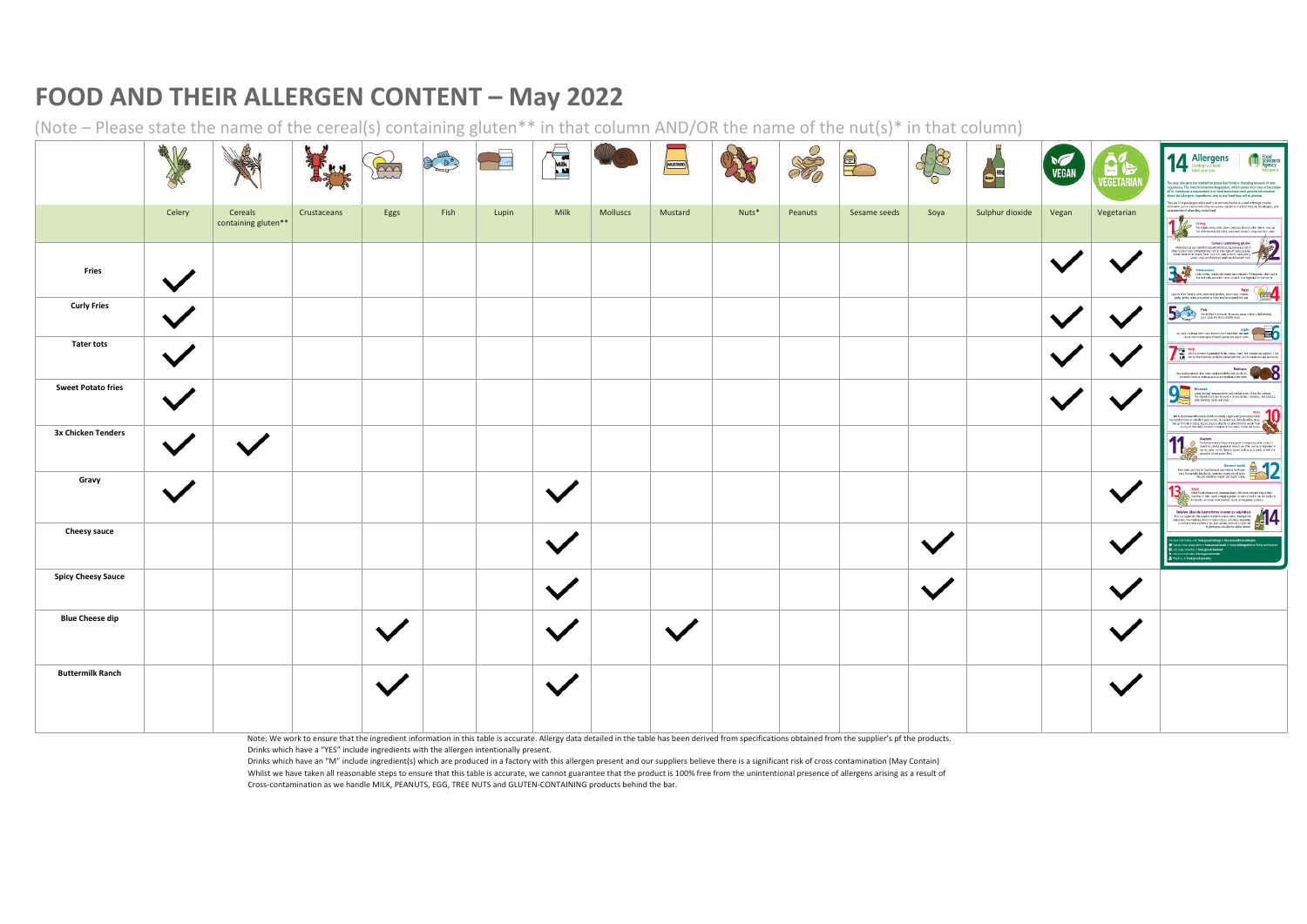# FOOD AND THEIR ALLERGEN CONTENT – May 2022

(Note – Please state the name of the cereal(s) containing gluten** in that column AND/OR the name of the nut(s)* in that column)

| | Celery | Cereals containing gluten** | Crustaceans | Eggs | Fish | Lupin | Milk | Molluscs | Mustard | Nuts* | Peanuts | Sesame seeds | Soya | Sulphur dioxide | Vegan | Vegetarian |
|---|---|---|---|---|---|---|---|---|---|---|---|---|---|---|---|---|
| **Fries** | ✓ | | | | | | | | | | | | | | ✓ | ✓ |
| **Curly Fries** | ✓ | | | | | | | | | | | | | | ✓ | ✓ |
| **Tater tots** | ✓ | | | | | | | | | | | | | | ✓ | ✓ |
| **Sweet Potato fries** | ✓ | | | | | | | | | | | | | | ✓ | ✓ |
| **3x Chicken Tenders** | ✓ | ✓ | | | | | | | | | | | | | | |
| **Gravy** | ✓ | | | | | | ✓ | | | | | | | | | ✓ |
| **Cheesy sauce** | | | | | | | ✓ | | | | | | ✓ | | | ✓ |
| **Spicy Cheesy Sauce** | | | | | | | ✓ | | | | | | ✓ | | | ✓ |
| **Blue Cheese dip** | | | | ✓ | | | ✓ | | ✓ | | | | | | | ✓ |
| **Buttermilk Ranch** | | | | ✓ | | | ✓ | | | | | | | | | ✓ |

Note: We work to ensure that the ingredient information in this table is accurate. Allergy data detailed in the table has been derived from specifications obtained from the supplier's pf the products.
Drinks which have a "YES" include ingredients with the allergen intentionally present.
Drinks which have an "M" include ingredient(s) which are produced in a factory with this allergen present and our suppliers believe there is a significant risk of cross contamination (May Contain)
Whilst we have taken all reasonable steps to ensure that this table is accurate, we cannot guarantee that the product is 100% free from the unintentional presence of allergens arising as a result of Cross-contamination as we handle MILK, PEANUTS, EGG, TREE NUTS and GLUTEN-CONTAINING products behind the bar.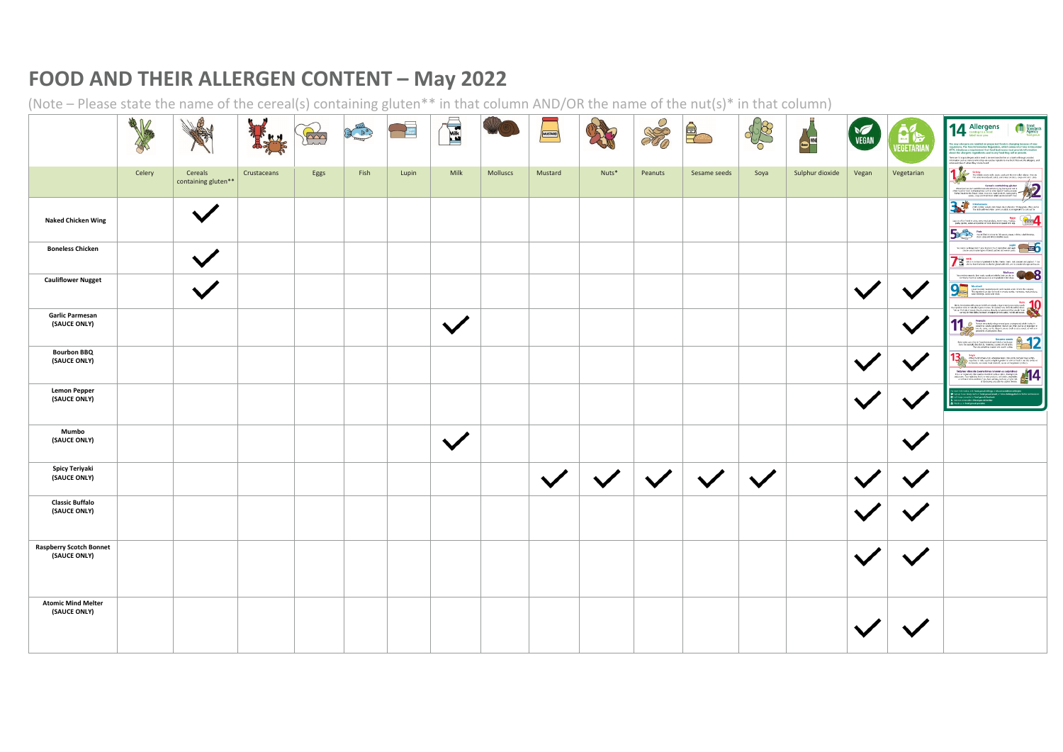# FOOD AND THEIR ALLERGEN CONTENT – May 2022

(Note – Please state the name of the cereal(s) containing gluten** in that column AND/OR the name of the nut(s)* in that column)

| | Celery | Cereals containing gluten** | Crustaceans | Eggs | Fish | Lupin | Milk | Molluscs | Mustard | Nuts* | Peanuts | Sesame seeds | Soya | Sulphur dioxide | Vegan | Vegetarian |
|---|---|---|---|---|---|---|---|---|---|---|---|---|---|---|---|---|
| **Naked Chicken Wing** | | ✓ | | | | | | | | | | | | | | |
| **Boneless Chicken** | | ✓ | | | | | | | | | | | | | | |
| **Cauliflower Nugget** | | ✓ | | | | | | | | | | | | | ✓ | ✓ |
| **Garlic Parmesan (SAUCE ONLY)** | | | | | | | ✓ | | | | | | | | | ✓ |
| **Bourbon BBQ (SAUCE ONLY)** | | | | | | | | | | | | | | | ✓ | ✓ |
| **Lemon Pepper (SAUCE ONLY)** | | | | | | | | | | | | | | | ✓ | ✓ |
| **Mumbo (SAUCE ONLY)** | | | | | | | ✓ | | | | | | | | | ✓ |
| **Spicy Teriyaki (SAUCE ONLY)** | | | | | | | | | ✓ | ✓ | ✓ | ✓ | ✓ | | ✓ | ✓ |
| **Classic Buffalo (SAUCE ONLY)** | | | | | | | | | | | | | | | ✓ | ✓ |
| **Raspberry Scotch Bonnet (SAUCE ONLY)** | | | | | | | | | | | | | | | ✓ | ✓ |
| **Atomic Mind Melter (SAUCE ONLY)** | | | | | | | | | | | | | | | ✓ | ✓ |